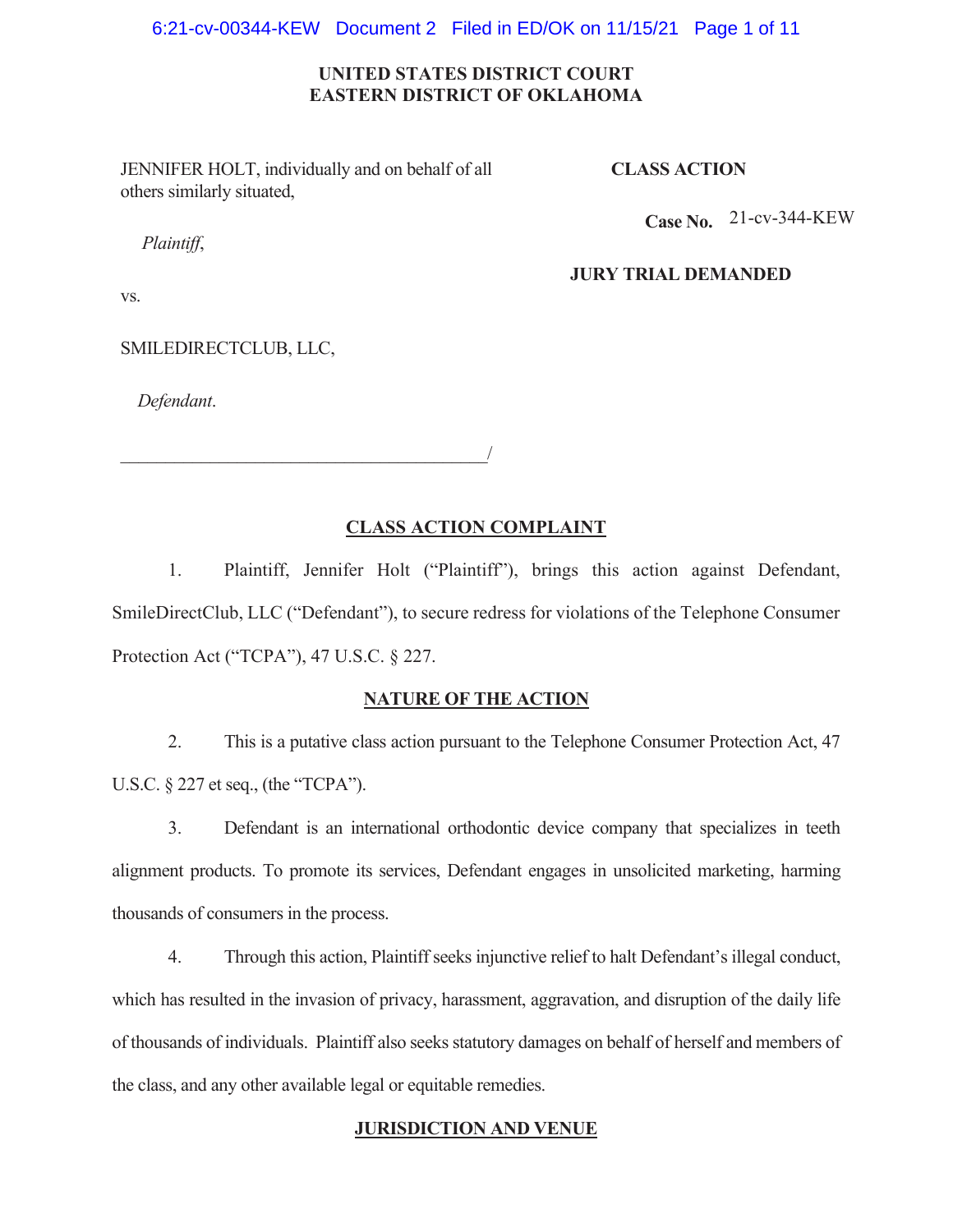**UNITED STATES DISTRICT COURT**
**EASTERN DISTRICT OF OKLAHOMA**

JENNIFER HOLT, individually and on behalf of all others similarly situated,

*Plaintiff*,

vs.

SMILEDIRECTCLUB, LLC,

*Defendant*.

_________________________________________/

**CLASS ACTION**

**Case No.** 21-cv-344-KEW

**JURY TRIAL DEMANDED**

## CLASS ACTION COMPLAINT

1. Plaintiff, Jennifer Holt ("Plaintiff"), brings this action against Defendant, SmileDirectClub, LLC ("Defendant"), to secure redress for violations of the Telephone Consumer Protection Act ("TCPA"), 47 U.S.C. § 227.

## NATURE OF THE ACTION

2. This is a putative class action pursuant to the Telephone Consumer Protection Act, 47 U.S.C. § 227 et seq., (the "TCPA").

3. Defendant is an international orthodontic device company that specializes in teeth alignment products. To promote its services, Defendant engages in unsolicited marketing, harming thousands of consumers in the process.

4. Through this action, Plaintiff seeks injunctive relief to halt Defendant's illegal conduct, which has resulted in the invasion of privacy, harassment, aggravation, and disruption of the daily life of thousands of individuals. Plaintiff also seeks statutory damages on behalf of herself and members of the class, and any other available legal or equitable remedies.

## JURISDICTION AND VENUE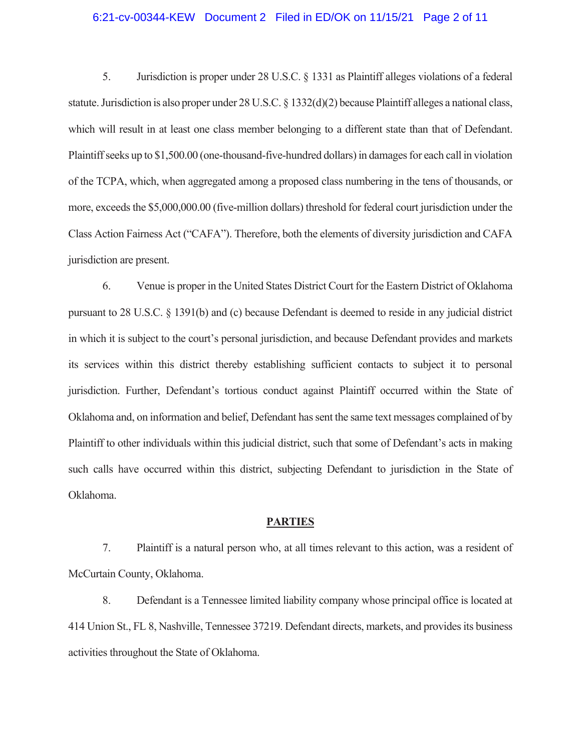5. Jurisdiction is proper under 28 U.S.C. § 1331 as Plaintiff alleges violations of a federal statute. Jurisdiction is also proper under 28 U.S.C. § 1332(d)(2) because Plaintiff alleges a national class, which will result in at least one class member belonging to a different state than that of Defendant. Plaintiff seeks up to $1,500.00 (one-thousand-five-hundred dollars) in damages for each call in violation of the TCPA, which, when aggregated among a proposed class numbering in the tens of thousands, or more, exceeds the $5,000,000.00 (five-million dollars) threshold for federal court jurisdiction under the Class Action Fairness Act ("CAFA"). Therefore, both the elements of diversity jurisdiction and CAFA jurisdiction are present.

6. Venue is proper in the United States District Court for the Eastern District of Oklahoma pursuant to 28 U.S.C. § 1391(b) and (c) because Defendant is deemed to reside in any judicial district in which it is subject to the court's personal jurisdiction, and because Defendant provides and markets its services within this district thereby establishing sufficient contacts to subject it to personal jurisdiction. Further, Defendant's tortious conduct against Plaintiff occurred within the State of Oklahoma and, on information and belief, Defendant has sent the same text messages complained of by Plaintiff to other individuals within this judicial district, such that some of Defendant's acts in making such calls have occurred within this district, subjecting Defendant to jurisdiction in the State of Oklahoma.

## PARTIES

7. Plaintiff is a natural person who, at all times relevant to this action, was a resident of McCurtain County, Oklahoma.

8. Defendant is a Tennessee limited liability company whose principal office is located at 414 Union St., FL 8, Nashville, Tennessee 37219. Defendant directs, markets, and provides its business activities throughout the State of Oklahoma.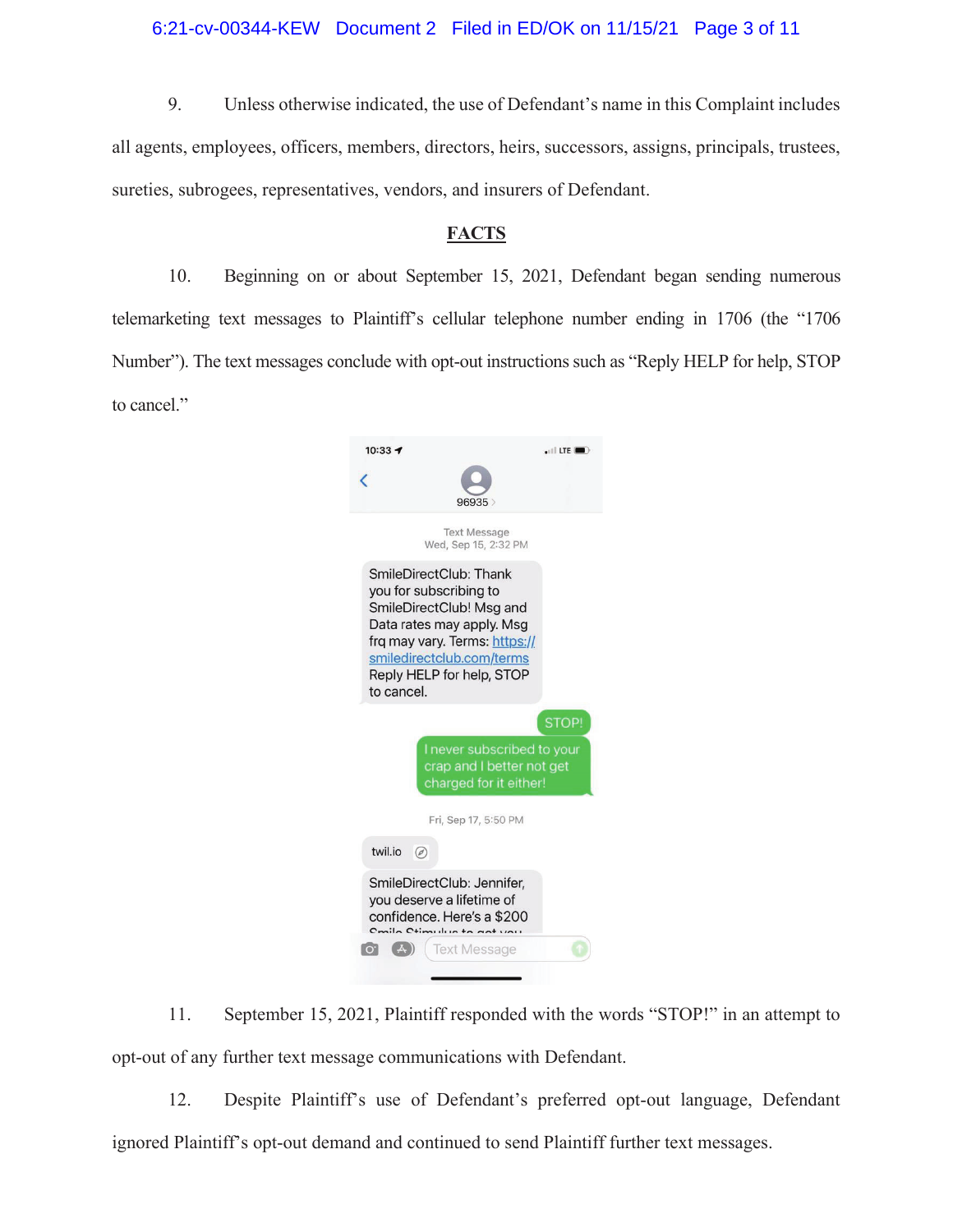9. Unless otherwise indicated, the use of Defendant's name in this Complaint includes all agents, employees, officers, members, directors, heirs, successors, assigns, principals, trustees, sureties, subrogees, representatives, vendors, and insurers of Defendant.

## FACTS

10. Beginning on or about September 15, 2021, Defendant began sending numerous telemarketing text messages to Plaintiff's cellular telephone number ending in 1706 (the "1706 Number"). The text messages conclude with opt-out instructions such as "Reply HELP for help, STOP to cancel."

> 10:33
>
> 96935
>
> Text Message
> Wed, Sep 15, 2:32 PM
>
> SmileDirectClub: Thank you for subscribing to SmileDirectClub! Msg and Data rates may apply. Msg frq may vary. Terms: https://smiledirectclub.com/terms Reply HELP for help, STOP to cancel.
>
> STOP!
>
> I never subscribed to your crap and I better not get charged for it either!
>
> Fri, Sep 17, 5:50 PM
>
> twil.io
>
> SmileDirectClub: Jennifer, you deserve a lifetime of confidence. Here's a $200 Smile Stimulus to get you...
>
> Text Message

11. September 15, 2021, Plaintiff responded with the words "STOP!" in an attempt to opt-out of any further text message communications with Defendant.

12. Despite Plaintiff's use of Defendant's preferred opt-out language, Defendant ignored Plaintiff's opt-out demand and continued to send Plaintiff further text messages.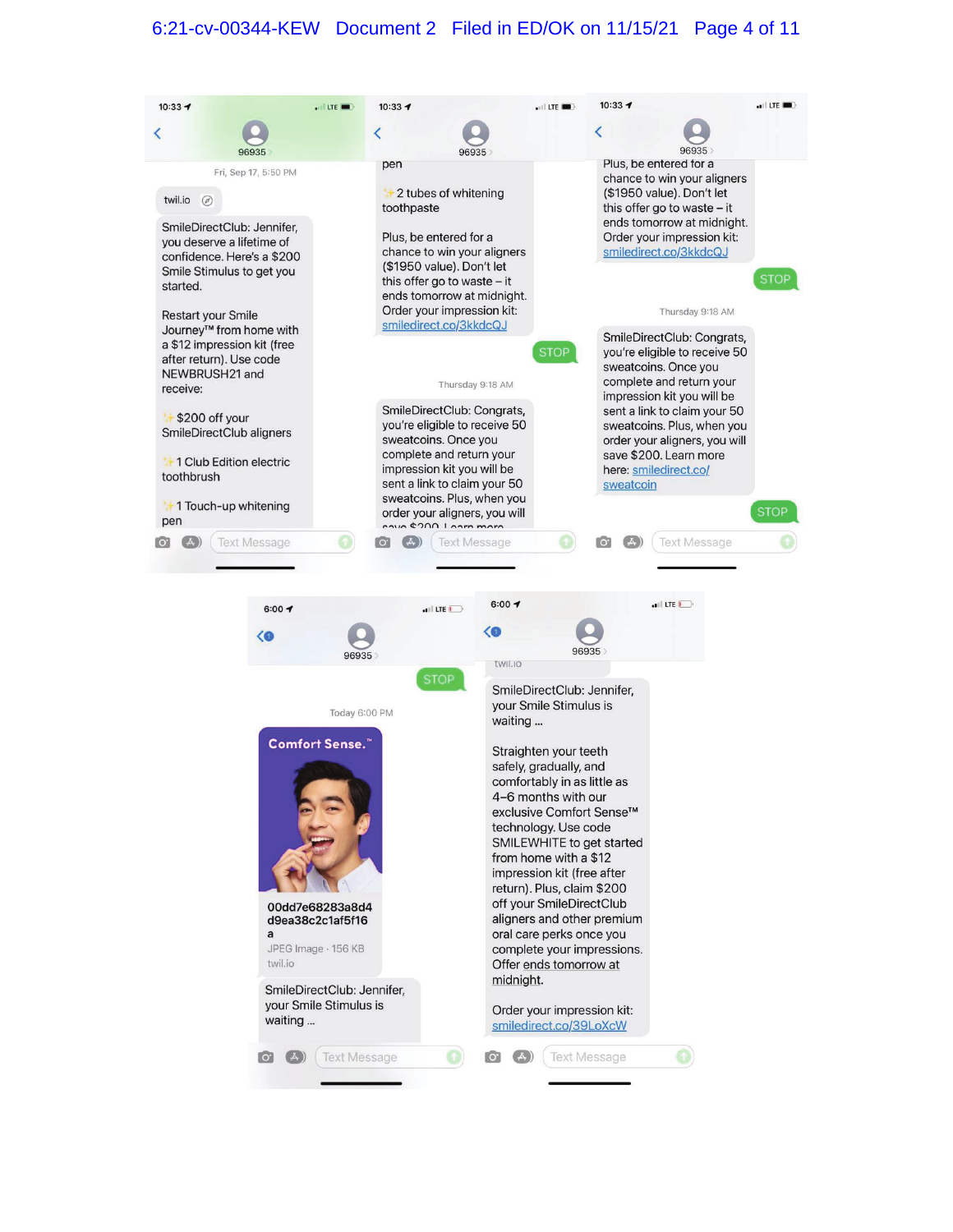10:33

96935

Fri, Sep 17, 5:50 PM

twil.io

SmileDirectClub: Jennifer, you deserve a lifetime of confidence. Here's a $200 Smile Stimulus to get you started.

Restart your Smile Journey™ from home with a $12 impression kit (free after return). Use code NEWBRUSH21 and receive:

✨$200 off your SmileDirectClub aligners

✨1 Club Edition electric toothbrush

✨1 Touch-up whitening pen

10:33

96935

pen

✨2 tubes of whitening toothpaste

Plus, be entered for a chance to win your aligners ($1950 value). Don't let this offer go to waste – it ends tomorrow at midnight. Order your impression kit: smiledirect.co/3kkdcQJ

STOP

Thursday 9:18 AM

SmileDirectClub: Congrats, you're eligible to receive 50 sweatcoins. Once you complete and return your impression kit you will be sent a link to claim your 50 sweatcoins. Plus, when you order your aligners, you will save $200. Learn more

10:33

96935

Plus, be entered for a chance to win your aligners ($1950 value). Don't let this offer go to waste – it ends tomorrow at midnight. Order your impression kit: smiledirect.co/3kkdcQJ

STOP

Thursday 9:18 AM

SmileDirectClub: Congrats, you're eligible to receive 50 sweatcoins. Once you complete and return your impression kit you will be sent a link to claim your 50 sweatcoins. Plus, when you order your aligners, you will save $200. Learn more here: smiledirect.co/sweatcoin

STOP

6:00

96935

STOP

Today 6:00 PM

Comfort Sense.™

00dd7e68283a8d4d9ea38c2c1af5f16a

JPEG Image · 156 KB

twil.io

SmileDirectClub: Jennifer, your Smile Stimulus is waiting ...

6:00

96935

twil.io

SmileDirectClub: Jennifer, your Smile Stimulus is waiting ...

Straighten your teeth safely, gradually, and comfortably in as little as 4–6 months with our exclusive Comfort Sense™ technology. Use code SMILEWHITE to get started from home with a $12 impression kit (free after return). Plus, claim $200 off your SmileDirectClub aligners and other premium oral care perks once you complete your impressions. Offer ends tomorrow at midnight.

Order your impression kit: smiledirect.co/39LoXcW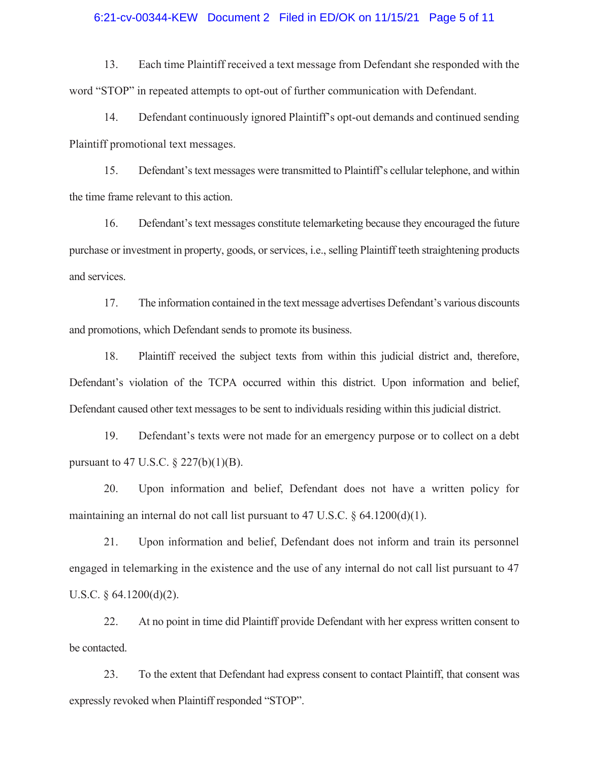13. Each time Plaintiff received a text message from Defendant she responded with the word "STOP" in repeated attempts to opt-out of further communication with Defendant.

14. Defendant continuously ignored Plaintiff's opt-out demands and continued sending Plaintiff promotional text messages.

15. Defendant's text messages were transmitted to Plaintiff's cellular telephone, and within the time frame relevant to this action.

16. Defendant's text messages constitute telemarketing because they encouraged the future purchase or investment in property, goods, or services, i.e., selling Plaintiff teeth straightening products and services.

17. The information contained in the text message advertises Defendant's various discounts and promotions, which Defendant sends to promote its business.

18. Plaintiff received the subject texts from within this judicial district and, therefore, Defendant's violation of the TCPA occurred within this district. Upon information and belief, Defendant caused other text messages to be sent to individuals residing within this judicial district.

19. Defendant's texts were not made for an emergency purpose or to collect on a debt pursuant to 47 U.S.C. § 227(b)(1)(B).

20. Upon information and belief, Defendant does not have a written policy for maintaining an internal do not call list pursuant to 47 U.S.C. § 64.1200(d)(1).

21. Upon information and belief, Defendant does not inform and train its personnel engaged in telemarking in the existence and the use of any internal do not call list pursuant to 47 U.S.C. § 64.1200(d)(2).

22. At no point in time did Plaintiff provide Defendant with her express written consent to be contacted.

23. To the extent that Defendant had express consent to contact Plaintiff, that consent was expressly revoked when Plaintiff responded "STOP".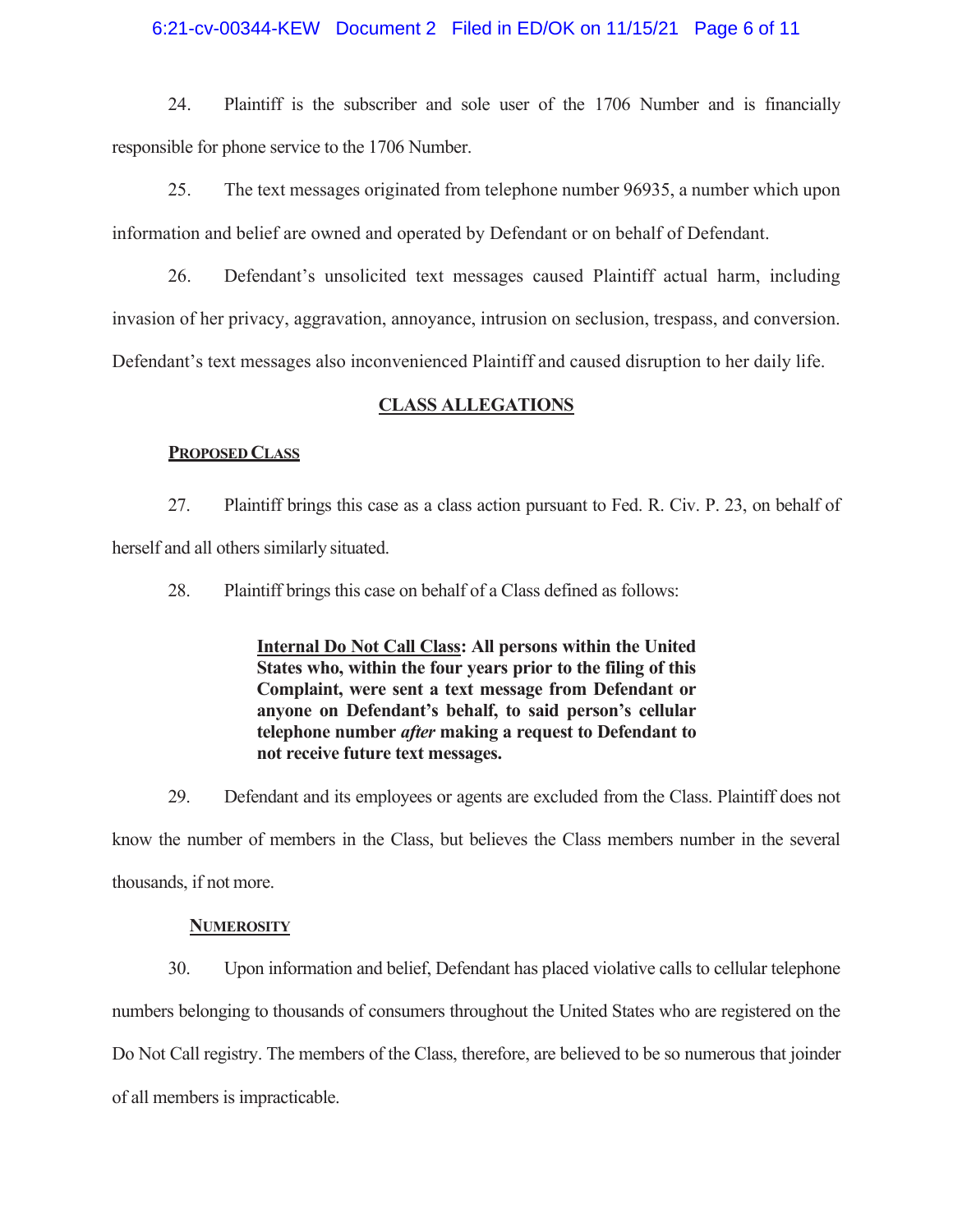24. Plaintiff is the subscriber and sole user of the 1706 Number and is financially responsible for phone service to the 1706 Number.

25. The text messages originated from telephone number 96935, a number which upon information and belief are owned and operated by Defendant or on behalf of Defendant.

26. Defendant's unsolicited text messages caused Plaintiff actual harm, including invasion of her privacy, aggravation, annoyance, intrusion on seclusion, trespass, and conversion. Defendant's text messages also inconvenienced Plaintiff and caused disruption to her daily life.

## CLASS ALLEGATIONS

### PROPOSED CLASS

27. Plaintiff brings this case as a class action pursuant to Fed. R. Civ. P. 23, on behalf of herself and all others similarly situated.

28. Plaintiff brings this case on behalf of a Class defined as follows:

> **Internal Do Not Call Class: All persons within the United States who, within the four years prior to the filing of this Complaint, were sent a text message from Defendant or anyone on Defendant's behalf, to said person's cellular telephone number *after* making a request to Defendant to not receive future text messages.**

29. Defendant and its employees or agents are excluded from the Class. Plaintiff does not know the number of members in the Class, but believes the Class members number in the several thousands, if not more.

### NUMEROSITY

30. Upon information and belief, Defendant has placed violative calls to cellular telephone numbers belonging to thousands of consumers throughout the United States who are registered on the Do Not Call registry. The members of the Class, therefore, are believed to be so numerous that joinder of all members is impracticable.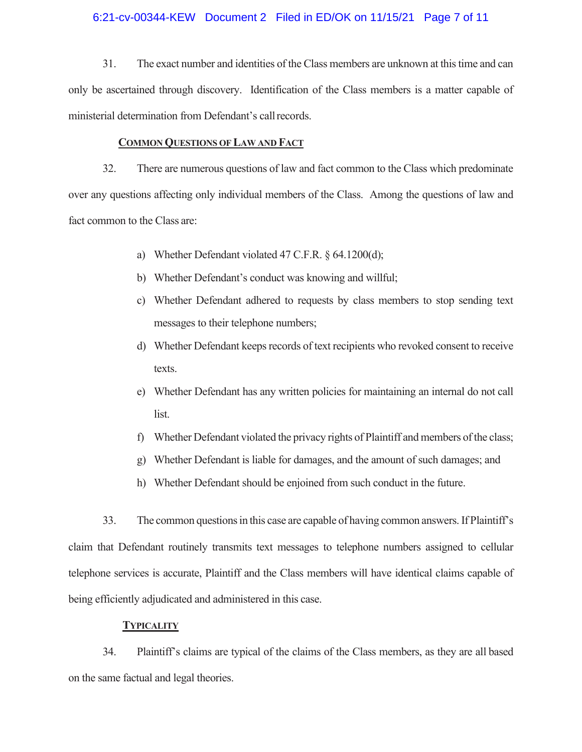31. The exact number and identities of the Class members are unknown at this time and can only be ascertained through discovery. Identification of the Class members is a matter capable of ministerial determination from Defendant's call records.

**<u>COMMON QUESTIONS OF LAW AND FACT</u>**

32. There are numerous questions of law and fact common to the Class which predominate over any questions affecting only individual members of the Class. Among the questions of law and fact common to the Class are:

a) Whether Defendant violated 47 C.F.R. § 64.1200(d);

b) Whether Defendant's conduct was knowing and willful;

c) Whether Defendant adhered to requests by class members to stop sending text messages to their telephone numbers;

d) Whether Defendant keeps records of text recipients who revoked consent to receive texts.

e) Whether Defendant has any written policies for maintaining an internal do not call list.

f) Whether Defendant violated the privacy rights of Plaintiff and members of the class;

g) Whether Defendant is liable for damages, and the amount of such damages; and

h) Whether Defendant should be enjoined from such conduct in the future.

33. The common questions in this case are capable of having common answers. If Plaintiff's claim that Defendant routinely transmits text messages to telephone numbers assigned to cellular telephone services is accurate, Plaintiff and the Class members will have identical claims capable of being efficiently adjudicated and administered in this case.

**<u>TYPICALITY</u>**

34. Plaintiff's claims are typical of the claims of the Class members, as they are all based on the same factual and legal theories.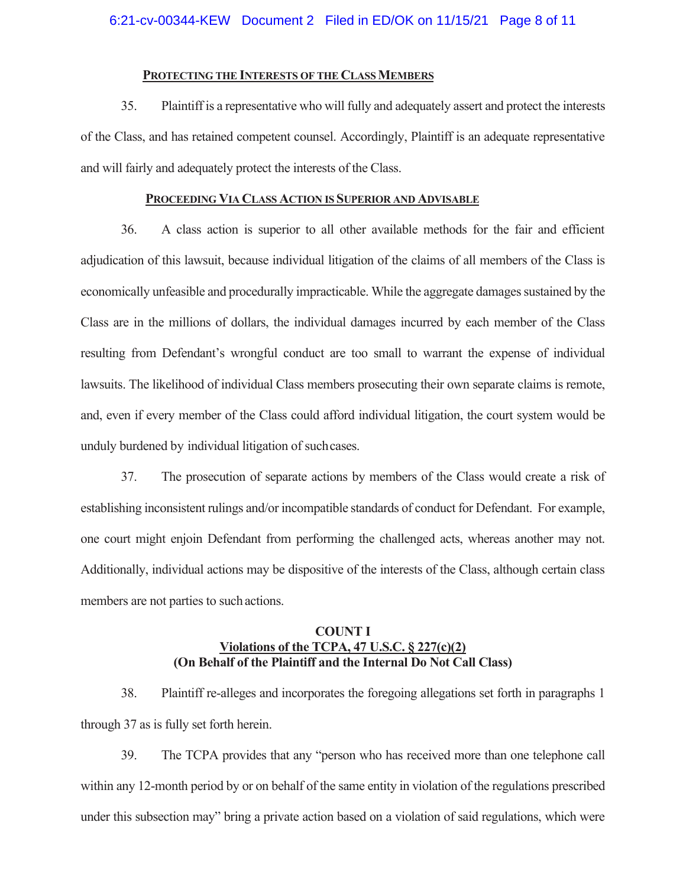### Protecting the Interests of the Class Members

35. Plaintiff is a representative who will fully and adequately assert and protect the interests of the Class, and has retained competent counsel. Accordingly, Plaintiff is an adequate representative and will fairly and adequately protect the interests of the Class.

### Proceeding Via Class Action is Superior and Advisable

36. A class action is superior to all other available methods for the fair and efficient adjudication of this lawsuit, because individual litigation of the claims of all members of the Class is economically unfeasible and procedurally impracticable. While the aggregate damages sustained by the Class are in the millions of dollars, the individual damages incurred by each member of the Class resulting from Defendant's wrongful conduct are too small to warrant the expense of individual lawsuits. The likelihood of individual Class members prosecuting their own separate claims is remote, and, even if every member of the Class could afford individual litigation, the court system would be unduly burdened by individual litigation of such cases.

37. The prosecution of separate actions by members of the Class would create a risk of establishing inconsistent rulings and/or incompatible standards of conduct for Defendant. For example, one court might enjoin Defendant from performing the challenged acts, whereas another may not. Additionally, individual actions may be dispositive of the interests of the Class, although certain class members are not parties to such actions.

## COUNT I
## Violations of the TCPA, 47 U.S.C. § 227(c)(2)
## (On Behalf of the Plaintiff and the Internal Do Not Call Class)

38. Plaintiff re-alleges and incorporates the foregoing allegations set forth in paragraphs 1 through 37 as is fully set forth herein.

39. The TCPA provides that any "person who has received more than one telephone call within any 12-month period by or on behalf of the same entity in violation of the regulations prescribed under this subsection may" bring a private action based on a violation of said regulations, which were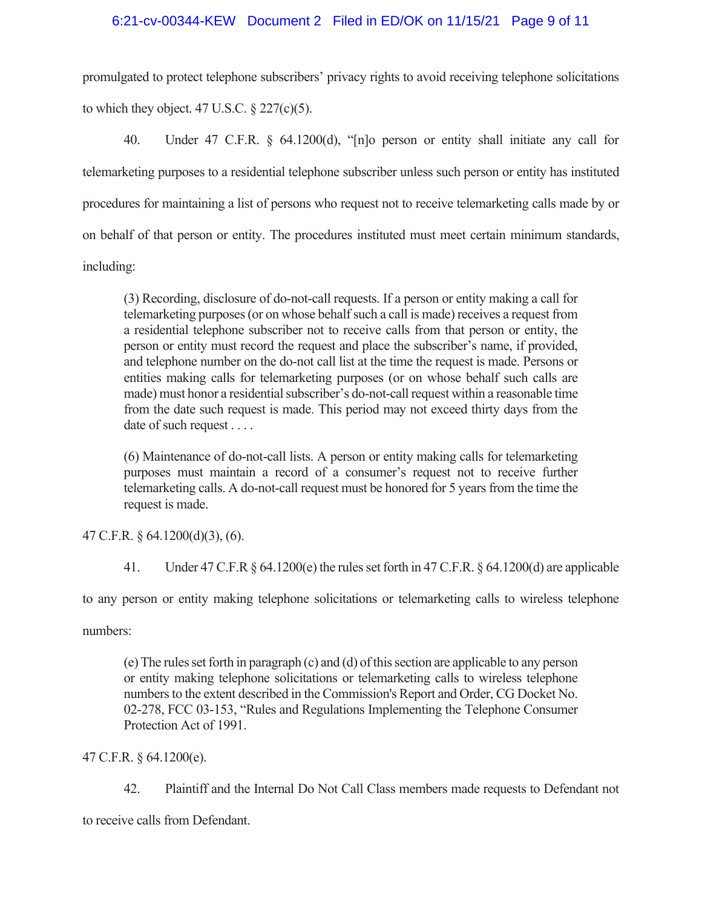promulgated to protect telephone subscribers' privacy rights to avoid receiving telephone solicitations to which they object. 47 U.S.C. § 227(c)(5).

40. Under 47 C.F.R. § 64.1200(d), "[n]o person or entity shall initiate any call for telemarketing purposes to a residential telephone subscriber unless such person or entity has instituted procedures for maintaining a list of persons who request not to receive telemarketing calls made by or on behalf of that person or entity. The procedures instituted must meet certain minimum standards, including:

> (3) Recording, disclosure of do-not-call requests. If a person or entity making a call for telemarketing purposes (or on whose behalf such a call is made) receives a request from a residential telephone subscriber not to receive calls from that person or entity, the person or entity must record the request and place the subscriber's name, if provided, and telephone number on the do-not call list at the time the request is made. Persons or entities making calls for telemarketing purposes (or on whose behalf such calls are made) must honor a residential subscriber's do-not-call request within a reasonable time from the date such request is made. This period may not exceed thirty days from the date of such request . . . .
>
> (6) Maintenance of do-not-call lists. A person or entity making calls for telemarketing purposes must maintain a record of a consumer's request not to receive further telemarketing calls. A do-not-call request must be honored for 5 years from the time the request is made.

47 C.F.R. § 64.1200(d)(3), (6).

41. Under 47 C.F.R § 64.1200(e) the rules set forth in 47 C.F.R. § 64.1200(d) are applicable to any person or entity making telephone solicitations or telemarketing calls to wireless telephone numbers:

> (e) The rules set forth in paragraph (c) and (d) of this section are applicable to any person or entity making telephone solicitations or telemarketing calls to wireless telephone numbers to the extent described in the Commission's Report and Order, CG Docket No. 02-278, FCC 03-153, "Rules and Regulations Implementing the Telephone Consumer Protection Act of 1991.

47 C.F.R. § 64.1200(e).

42. Plaintiff and the Internal Do Not Call Class members made requests to Defendant not to receive calls from Defendant.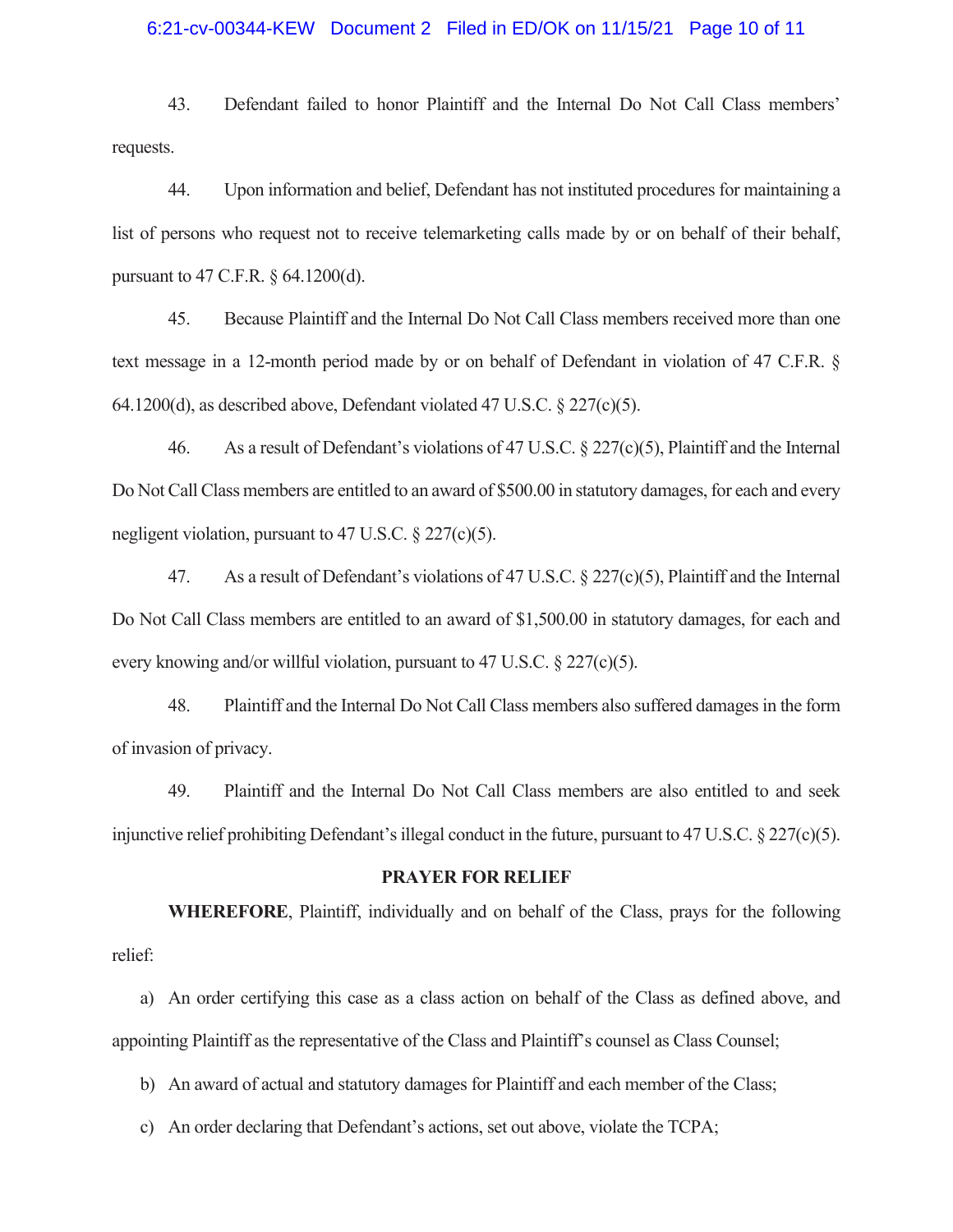43. Defendant failed to honor Plaintiff and the Internal Do Not Call Class members' requests.

44. Upon information and belief, Defendant has not instituted procedures for maintaining a list of persons who request not to receive telemarketing calls made by or on behalf of their behalf, pursuant to 47 C.F.R. § 64.1200(d).

45. Because Plaintiff and the Internal Do Not Call Class members received more than one text message in a 12-month period made by or on behalf of Defendant in violation of 47 C.F.R. § 64.1200(d), as described above, Defendant violated 47 U.S.C. § 227(c)(5).

46. As a result of Defendant's violations of 47 U.S.C. § 227(c)(5), Plaintiff and the Internal Do Not Call Class members are entitled to an award of $500.00 in statutory damages, for each and every negligent violation, pursuant to 47 U.S.C. § 227(c)(5).

47. As a result of Defendant's violations of 47 U.S.C. § 227(c)(5), Plaintiff and the Internal Do Not Call Class members are entitled to an award of $1,500.00 in statutory damages, for each and every knowing and/or willful violation, pursuant to 47 U.S.C. § 227(c)(5).

48. Plaintiff and the Internal Do Not Call Class members also suffered damages in the form of invasion of privacy.

49. Plaintiff and the Internal Do Not Call Class members are also entitled to and seek injunctive relief prohibiting Defendant's illegal conduct in the future, pursuant to 47 U.S.C. § 227(c)(5).

## PRAYER FOR RELIEF

**WHEREFORE**, Plaintiff, individually and on behalf of the Class, prays for the following relief:

a) An order certifying this case as a class action on behalf of the Class as defined above, and appointing Plaintiff as the representative of the Class and Plaintiff's counsel as Class Counsel;

b) An award of actual and statutory damages for Plaintiff and each member of the Class;

c) An order declaring that Defendant's actions, set out above, violate the TCPA;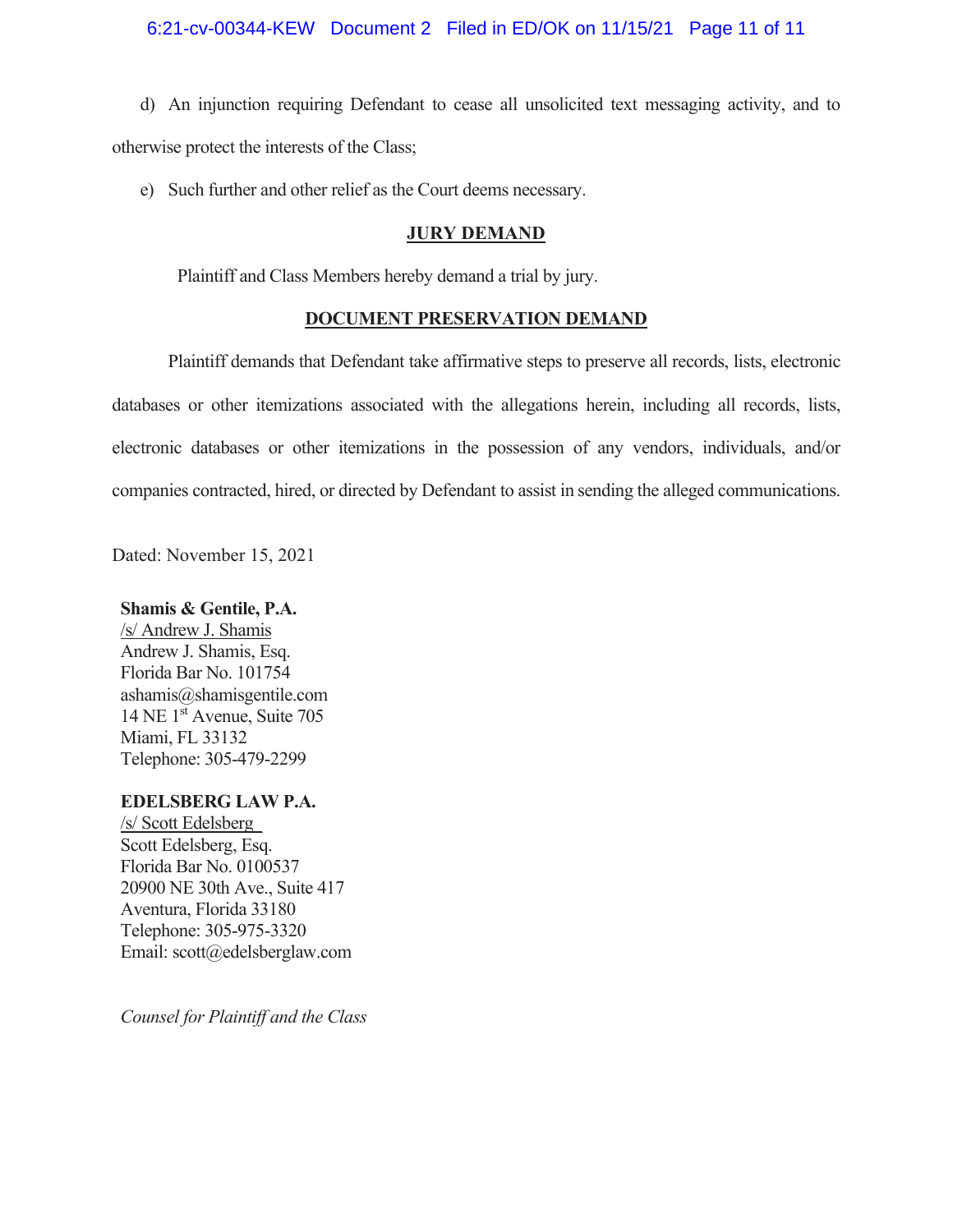d) An injunction requiring Defendant to cease all unsolicited text messaging activity, and to otherwise protect the interests of the Class;

e) Such further and other relief as the Court deems necessary.

## JURY DEMAND

Plaintiff and Class Members hereby demand a trial by jury.

## DOCUMENT PRESERVATION DEMAND

Plaintiff demands that Defendant take affirmative steps to preserve all records, lists, electronic databases or other itemizations associated with the allegations herein, including all records, lists, electronic databases or other itemizations in the possession of any vendors, individuals, and/or companies contracted, hired, or directed by Defendant to assist in sending the alleged communications.

Dated: November 15, 2021

**Shamis & Gentile, P.A.**
/s/ Andrew J. Shamis
Andrew J. Shamis, Esq.
Florida Bar No. 101754
ashamis@shamisgentile.com
14 NE 1st Avenue, Suite 705
Miami, FL 33132
Telephone: 305-479-2299

**EDELSBERG LAW P.A.**
/s/ Scott Edelsberg
Scott Edelsberg, Esq.
Florida Bar No. 0100537
20900 NE 30th Ave., Suite 417
Aventura, Florida 33180
Telephone: 305-975-3320
Email: scott@edelsberglaw.com

*Counsel for Plaintiff and the Class*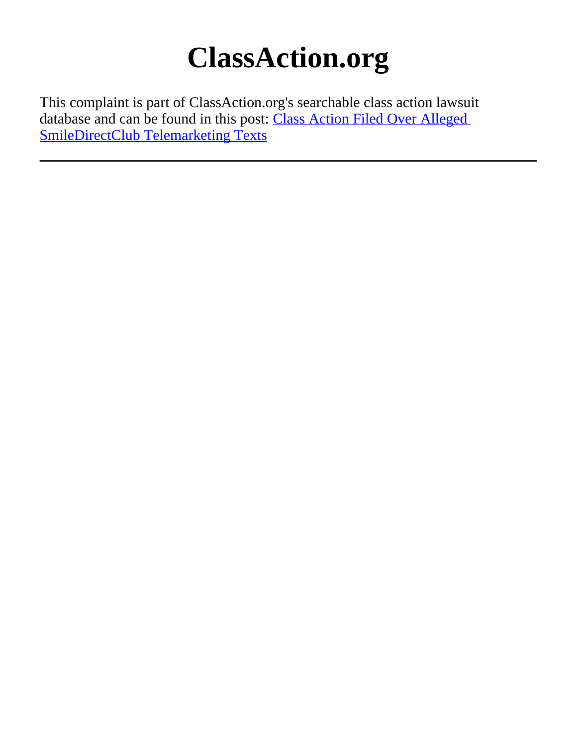# ClassAction.org

This complaint is part of ClassAction.org's searchable class action lawsuit database and can be found in this post: [Class Action Filed Over Alleged SmileDirectClub Telemarketing Texts]

---